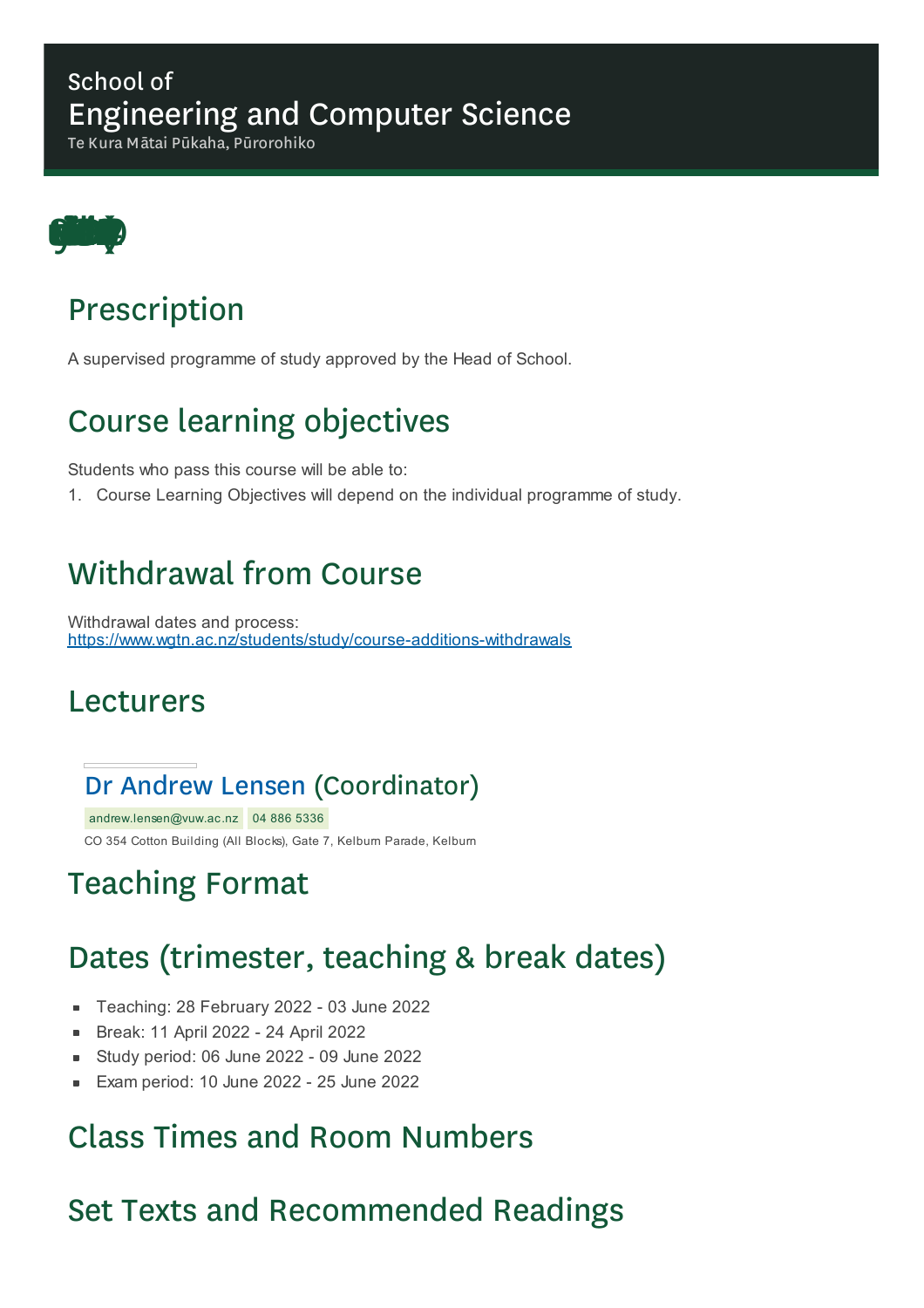School of

# Engineering and Computer Science

Te Kura Mātai Pūkaha, Pūrorohiko

## Prescription

A supervised programme of study approved by the Head of School.

## Course learning objectives

Students who pass this course will be able to:

1. Course Learning Objectives will depend on the individual programme of study.

## Withdrawal from Course

Withdrawal dates and process:
https://www.wgtn.ac.nz/students/study/course-additions-withdrawals

## Lecturers

### Dr Andrew Lensen (Coordinator)

andrew.lensen@vuw.ac.nz 04 886 5336

CO 354 Cotton Building (All Blocks), Gate 7, Kelburn Parade, Kelburn

## Teaching Format

## Dates (trimester, teaching & break dates)

- Teaching: 28 February 2022 - 03 June 2022
- Break: 11 April 2022 - 24 April 2022
- Study period: 06 June 2022 - 09 June 2022
- Exam period: 10 June 2022 - 25 June 2022

## Class Times and Room Numbers

## Set Texts and Recommended Readings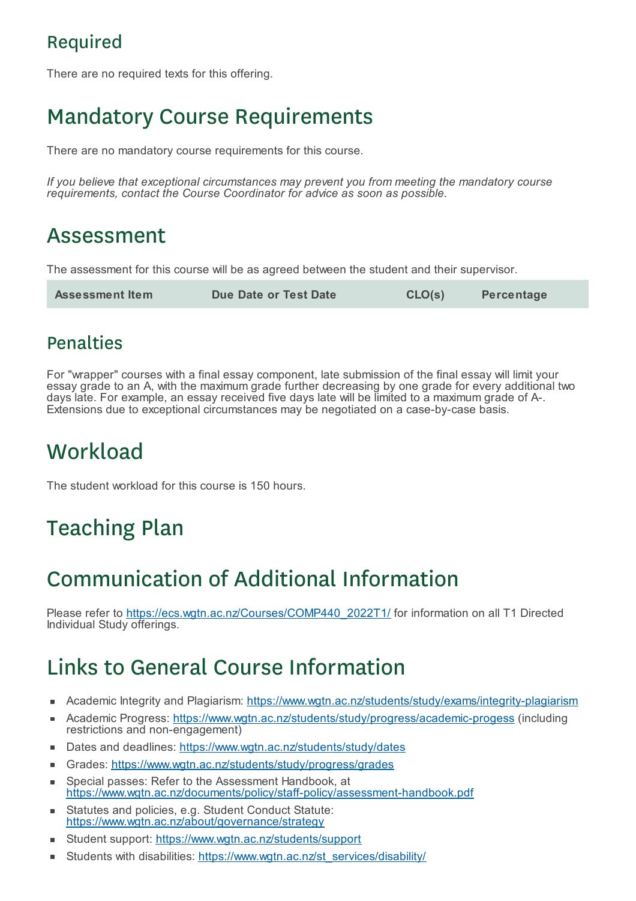### Required

There are no required texts for this offering.

## Mandatory Course Requirements

There are no mandatory course requirements for this course.

*If you believe that exceptional circumstances may prevent you from meeting the mandatory course requirements, contact the Course Coordinator for advice as soon as possible.*

## Assessment

The assessment for this course will be as agreed between the student and their supervisor.

| Assessment Item | Due Date or Test Date | CLO(s) | Percentage |
|---|---|---|---|

### Penalties

For "wrapper" courses with a final essay component, late submission of the final essay will limit your essay grade to an A, with the maximum grade further decreasing by one grade for every additional two days late. For example, an essay received five days late will be limited to a maximum grade of A-. Extensions due to exceptional circumstances may be negotiated on a case-by-case basis.

## Workload

The student workload for this course is 150 hours.

## Teaching Plan

## Communication of Additional Information

Please refer to https://ecs.wgtn.ac.nz/Courses/COMP440_2022T1/ for information on all T1 Directed Individual Study offerings.

## Links to General Course Information

- Academic Integrity and Plagiarism: https://www.wgtn.ac.nz/students/study/exams/integrity-plagiarism
- Academic Progress: https://www.wgtn.ac.nz/students/study/progress/academic-progess (including restrictions and non-engagement)
- Dates and deadlines: https://www.wgtn.ac.nz/students/study/dates
- Grades: https://www.wgtn.ac.nz/students/study/progress/grades
- Special passes: Refer to the Assessment Handbook, at https://www.wgtn.ac.nz/documents/policy/staff-policy/assessment-handbook.pdf
- Statutes and policies, e.g. Student Conduct Statute: https://www.wgtn.ac.nz/about/governance/strategy
- Student support: https://www.wgtn.ac.nz/students/support
- Students with disabilities: https://www.wgtn.ac.nz/st_services/disability/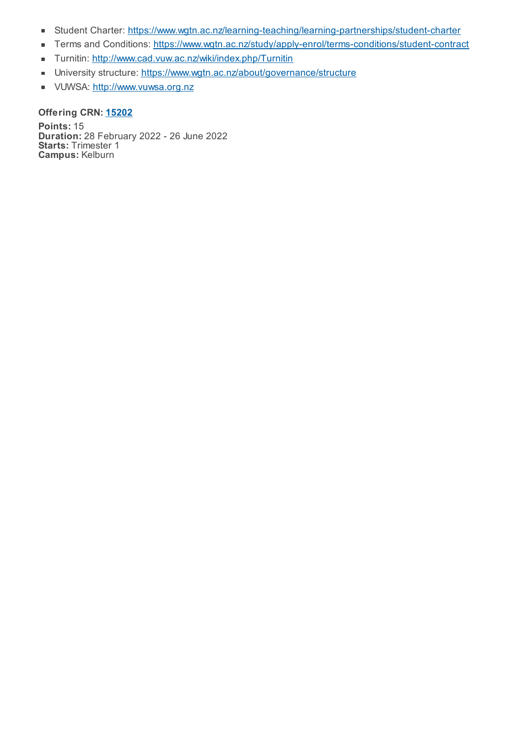- Student Charter: https://www.wgtn.ac.nz/learning-teaching/learning-partnerships/student-charter
- Terms and Conditions: https://www.wgtn.ac.nz/study/apply-enrol/terms-conditions/student-contract
- Turnitin: http://www.cad.vuw.ac.nz/wiki/index.php/Turnitin
- University structure: https://www.wgtn.ac.nz/about/governance/structure
- VUWSA: http://www.vuwsa.org.nz

**Offering CRN: 15202**

**Points:** 15
**Duration:** 28 February 2022 - 26 June 2022
**Starts:** Trimester 1
**Campus:** Kelburn